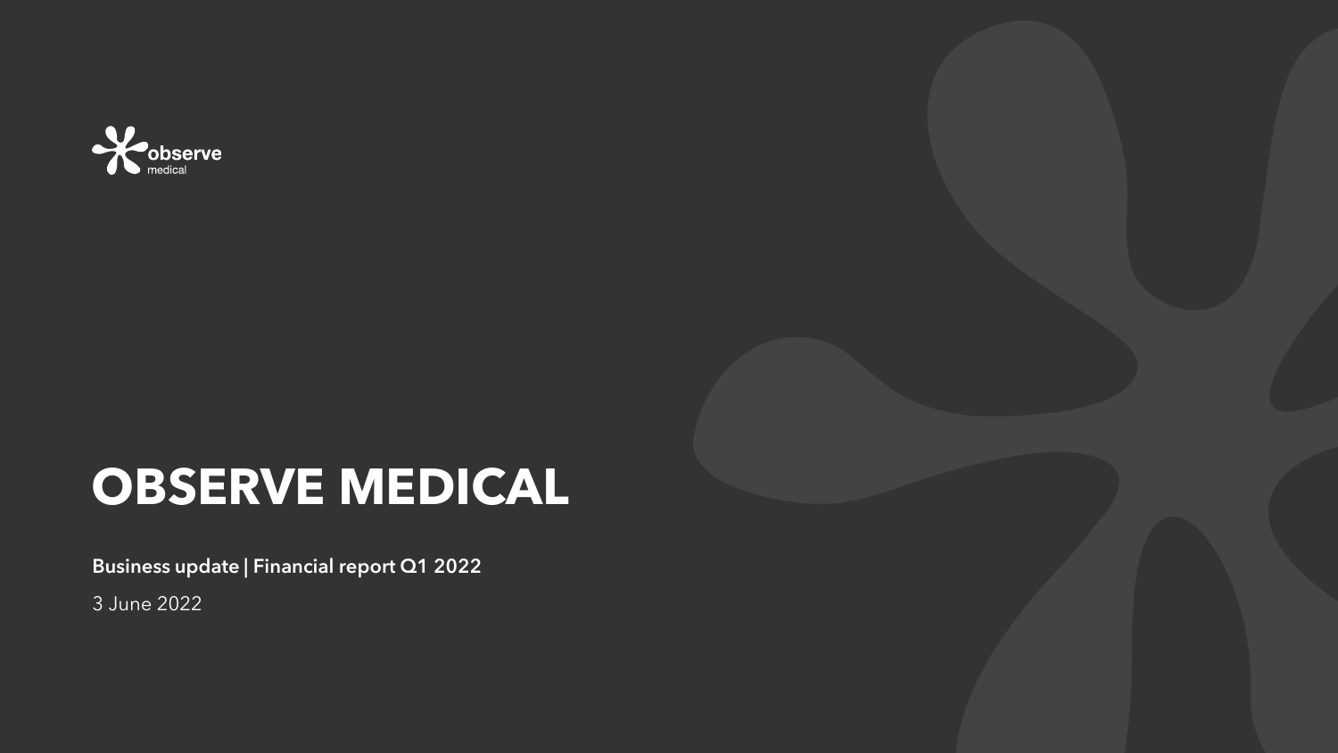observe medical

# OBSERVE MEDICAL

**Business update | Financial report Q1 2022**

3 June 2022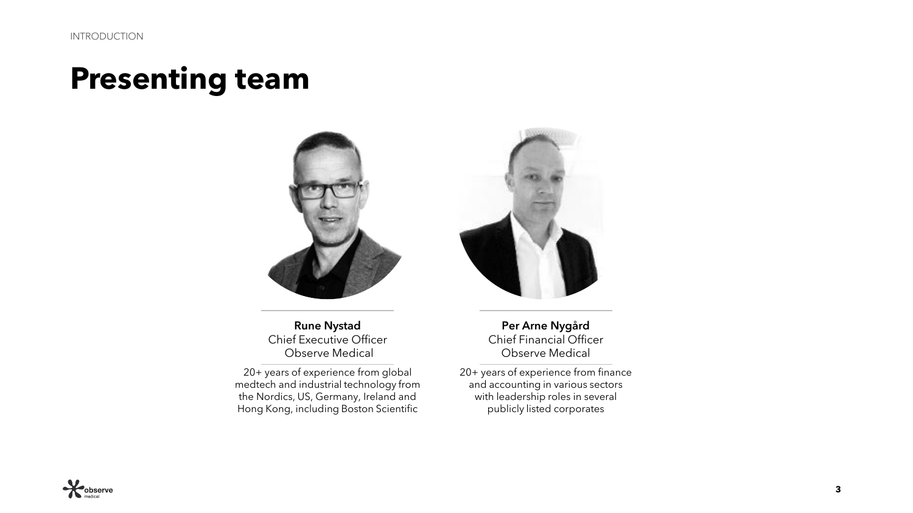INTRODUCTION

# Presenting team

**Rune Nystad**
Chief Executive Officer
Observe Medical

20+ years of experience from global medtech and industrial technology from the Nordics, US, Germany, Ireland and Hong Kong, including Boston Scientific

**Per Arne Nygård**
Chief Financial Officer
Observe Medical

20+ years of experience from finance and accounting in various sectors with leadership roles in several publicly listed corporates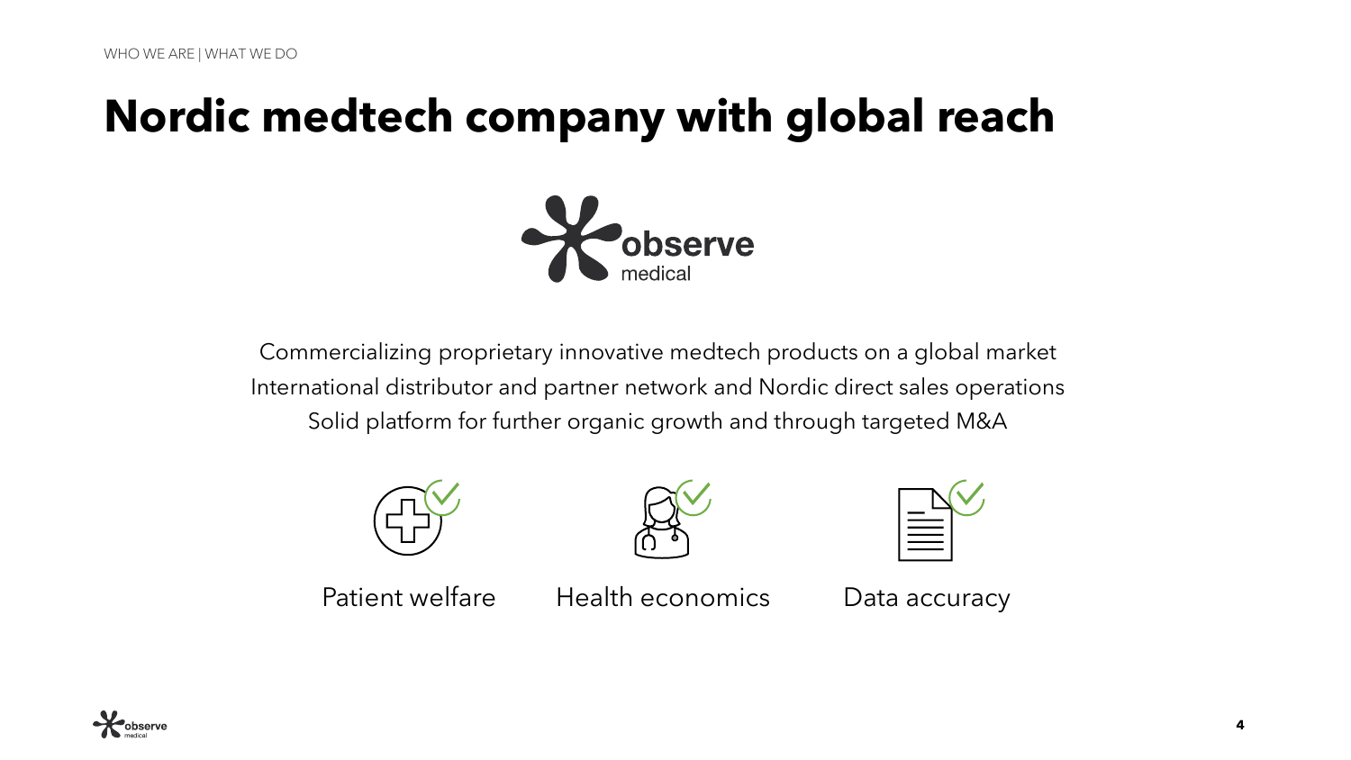WHO WE ARE | WHAT WE DO

# Nordic medtech company with global reach

observe medical

Commercializing proprietary innovative medtech products on a global market
International distributor and partner network and Nordic direct sales operations
Solid platform for further organic growth and through targeted M&A

Patient welfare

Health economics

Data accuracy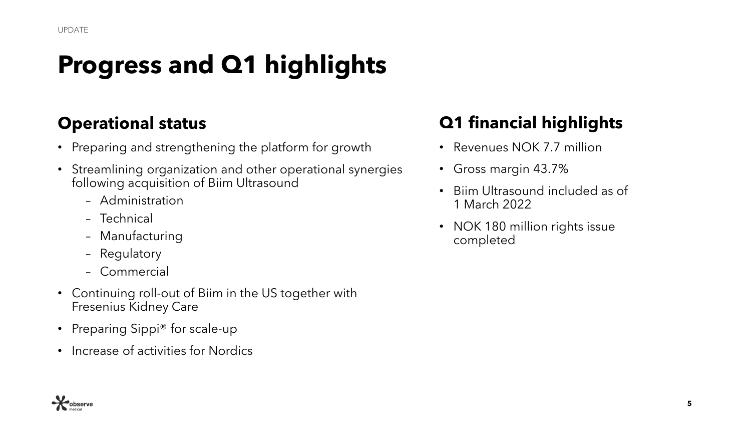UPDATE

# Progress and Q1 highlights

## Operational status

- Preparing and strengthening the platform for growth
- Streamlining organization and other operational synergies following acquisition of Biim Ultrasound
  - Administration
  - Technical
  - Manufacturing
  - Regulatory
  - Commercial
- Continuing roll-out of Biim in the US together with Fresenius Kidney Care
- Preparing Sippi® for scale-up
- Increase of activities for Nordics

## Q1 financial highlights

- Revenues NOK 7.7 million
- Gross margin 43.7%
- Biim Ultrasound included as of 1 March 2022
- NOK 180 million rights issue completed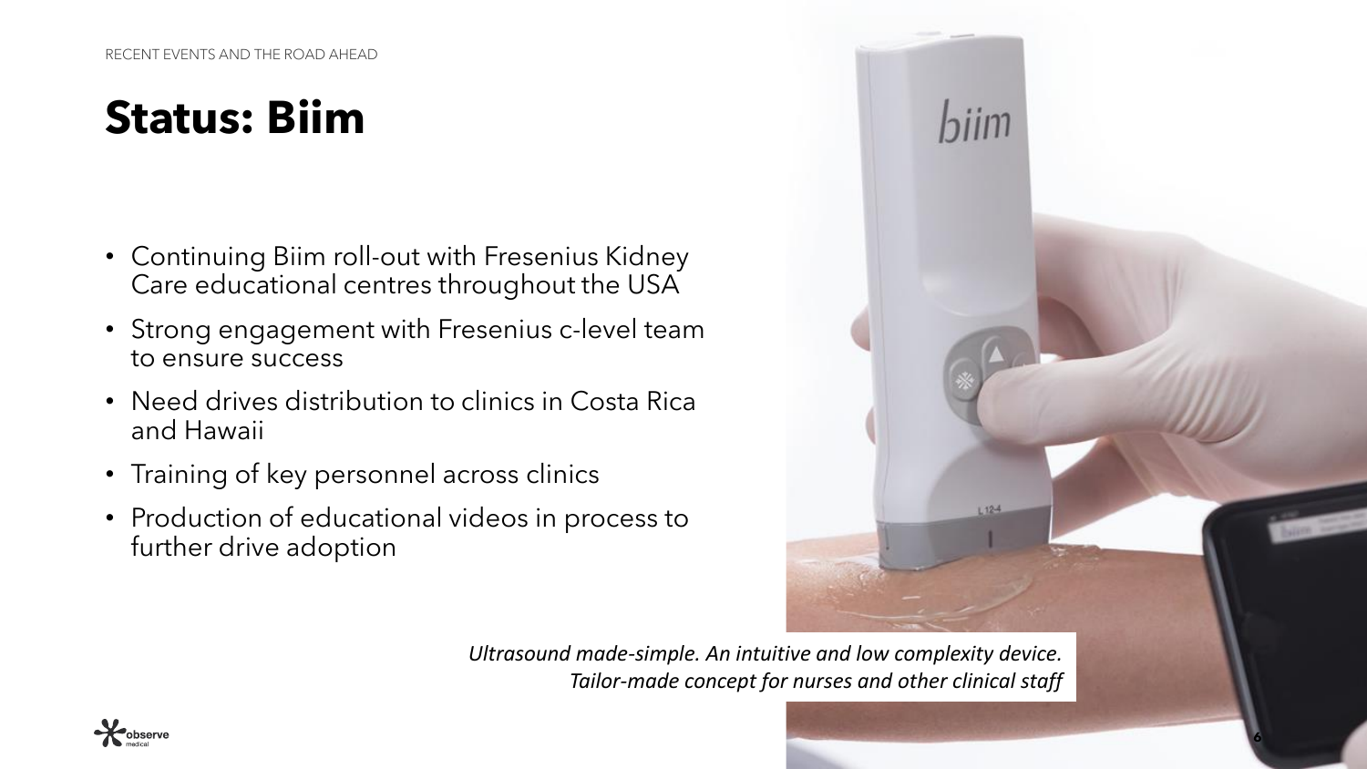# Status: Biim

- Continuing Biim roll-out with Fresenius Kidney Care educational centres throughout the USA
- Strong engagement with Fresenius c-level team to ensure success
- Need drives distribution to clinics in Costa Rica and Hawaii
- Training of key personnel across clinics
- Production of educational videos in process to further drive adoption

*Ultrasound made-simple. An intuitive and low complexity device. Tailor-made concept for nurses and other clinical staff*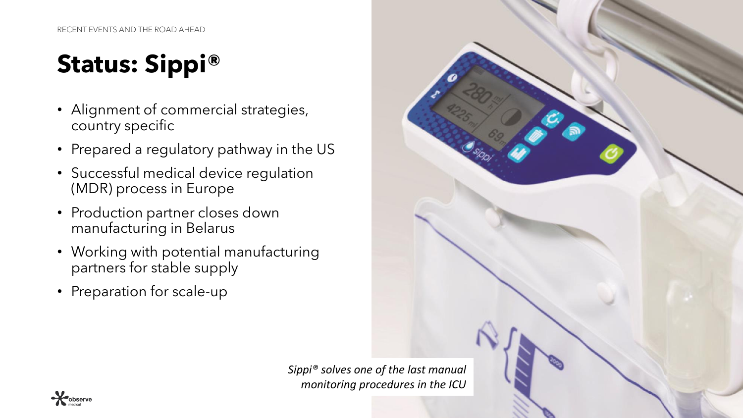RECENT EVENTS AND THE ROAD AHEAD

# Status: Sippi®

- Alignment of commercial strategies, country specific
- Prepared a regulatory pathway in the US
- Successful medical device regulation (MDR) process in Europe
- Production partner closes down manufacturing in Belarus
- Working with potential manufacturing partners for stable supply
- Preparation for scale-up

*Sippi® solves one of the last manual monitoring procedures in the ICU*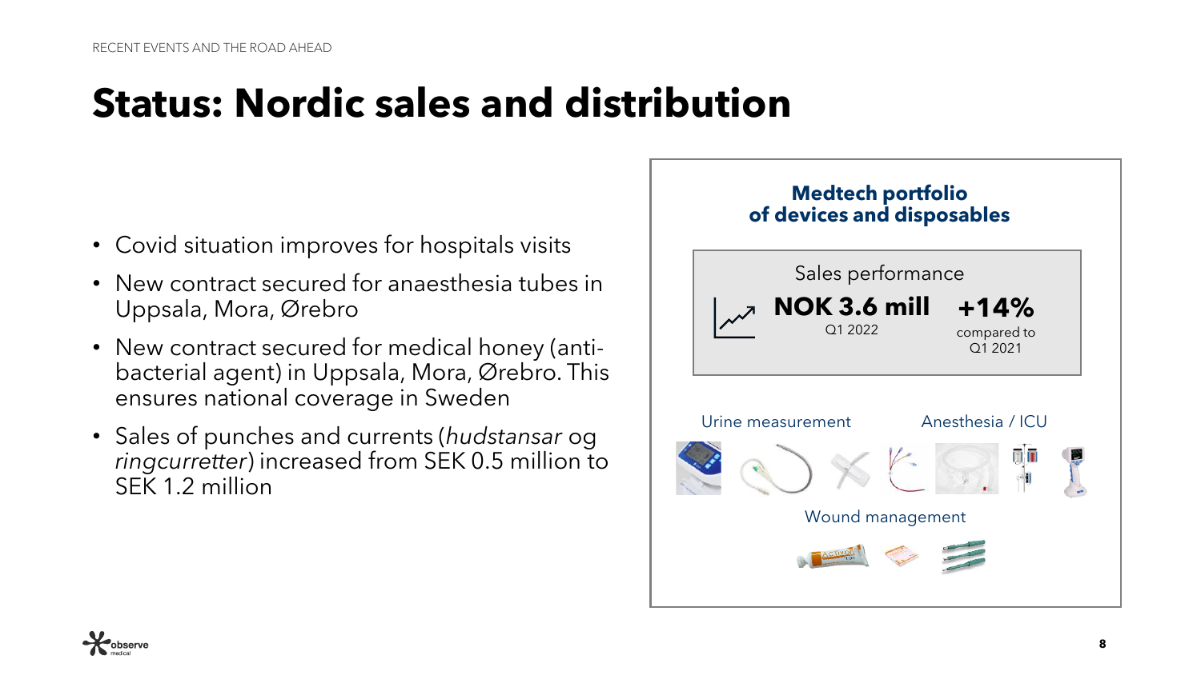RECENT EVENTS AND THE ROAD AHEAD

# Status: Nordic sales and distribution

- Covid situation improves for hospitals visits
- New contract secured for anaesthesia tubes in Uppsala, Mora, Ørebro
- New contract secured for medical honey (anti-bacterial agent) in Uppsala, Mora, Ørebro. This ensures national coverage in Sweden
- Sales of punches and currents (*hudstansar* og *ringcurretter*) increased from SEK 0.5 million to SEK 1.2 million

**Medtech portfolio of devices and disposables**

Sales performance

**NOK 3.6 mill**
Q1 2022

**+14%**
compared to Q1 2021

Urine measurement

Anesthesia / ICU

Wound management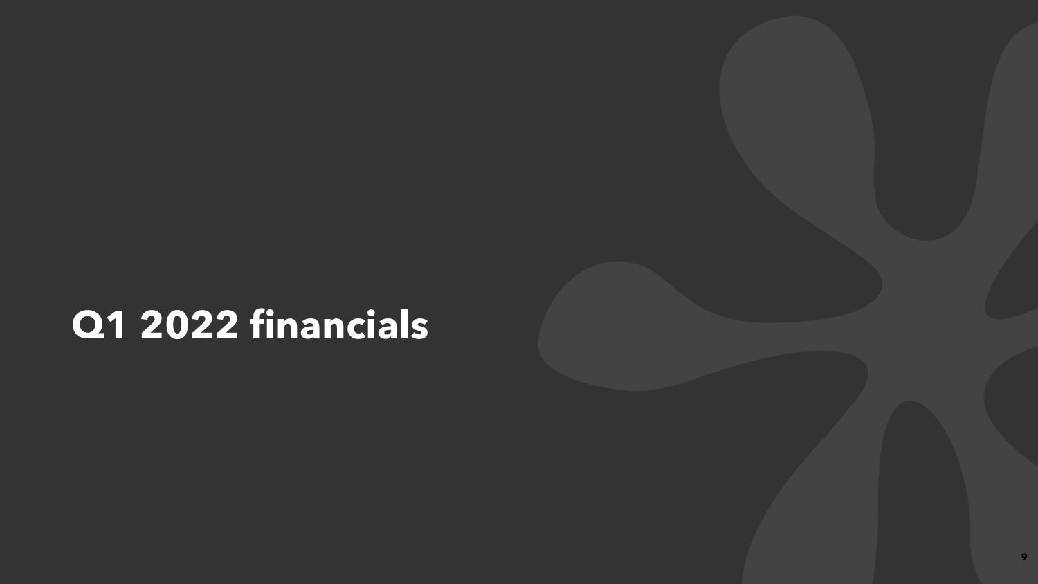# Q1 2022 financials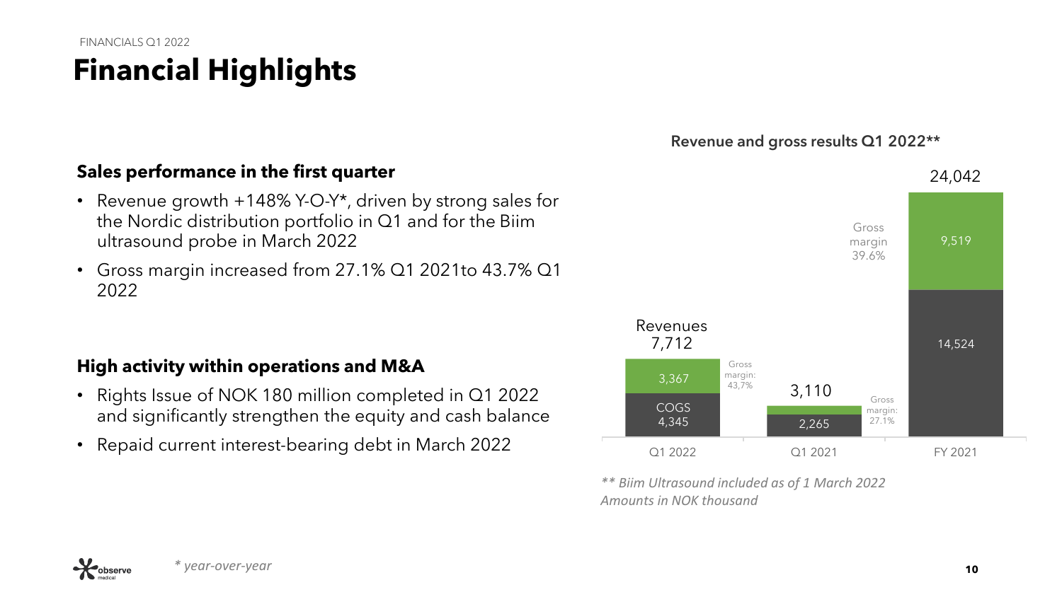FINANCIALS Q1 2022

# Financial Highlights

### Sales performance in the first quarter

- Revenue growth +148% Y-O-Y*, driven by strong sales for the Nordic distribution portfolio in Q1 and for the Biim ultrasound probe in March 2022
- Gross margin increased from 27.1% Q1 2021to 43.7% Q1 2022

### High activity within operations and M&A

- Rights Issue of NOK 180 million completed in Q1 2022 and significantly strengthen the equity and cash balance
- Repaid current interest-bearing debt in March 2022

**Revenue and gross results Q1 2022****

| | Q1 2022 | Q1 2021 | FY 2021 |
|---|---|---|---|
| Revenues | 7,712 | 3,110 | 24,042 |
| Gross result | 3,367 | | 9,519 |
| COGS | 4,345 | 2,265 | 14,524 |
| Gross margin | 43,7% | 27.1% | 39.6% |

*** Biim Ultrasound included as of 1 March 2022*
*Amounts in NOK thousand*

** year-over-year*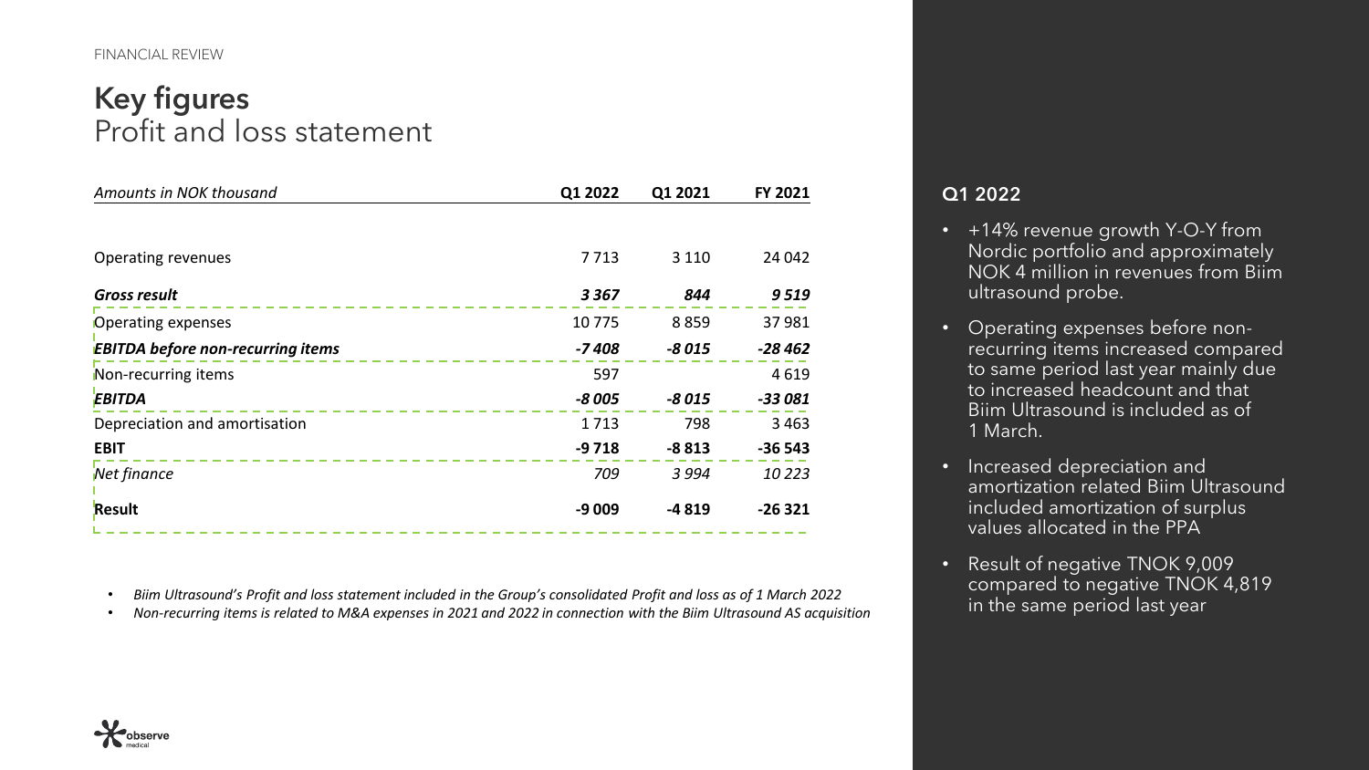FINANCIAL REVIEW

# Key figures
## Profit and loss statement

| *Amounts in NOK thousand* | Q1 2022 | Q1 2021 | FY 2021 |
|---|---|---|---|
| Operating revenues | 7 713 | 3 110 | 24 042 |
| ***Gross result*** | ***3 367*** | ***844*** | ***9 519*** |
| Operating expenses | 10 775 | 8 859 | 37 981 |
| ***EBITDA before non-recurring items*** | ***-7 408*** | ***-8 015*** | ***-28 462*** |
| Non-recurring items | 597 | | 4 619 |
| ***EBITDA*** | ***-8 005*** | ***-8 015*** | ***-33 081*** |
| Depreciation and amortisation | 1 713 | 798 | 3 463 |
| **EBIT** | **-9 718** | **-8 813** | **-36 543** |
| *Net finance* | *709* | *3 994* | *10 223* |
| **Result** | **-9 009** | **-4 819** | **-26 321** |

- *Biim Ultrasound's Profit and loss statement included in the Group's consolidated Profit and loss as of 1 March 2022*
- *Non-recurring items is related to M&A expenses in 2021 and 2022 in connection with the Biim Ultrasound AS acquisition*

### Q1 2022

- +14% revenue growth Y-O-Y from Nordic portfolio and approximately NOK 4 million in revenues from Biim ultrasound probe.
- Operating expenses before non-recurring items increased compared to same period last year mainly due to increased headcount and that Biim Ultrasound is included as of 1 March.
- Increased depreciation and amortization related Biim Ultrasound included amortization of surplus values allocated in the PPA
- Result of negative TNOK 9,009 compared to negative TNOK 4,819 in the same period last year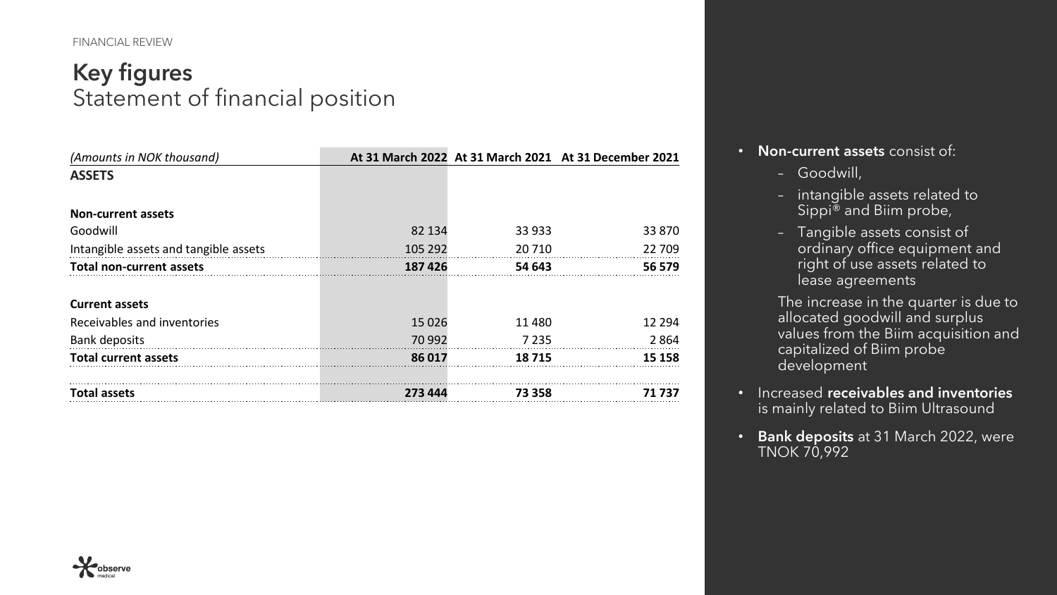FINANCIAL REVIEW

# Key figures

## Statement of financial position

| *(Amounts in NOK thousand)* | At 31 March 2022 | At 31 March 2021 | At 31 December 2021 |
|---|---|---|---|
| **ASSETS** | | | |
| **Non-current assets** | | | |
| Goodwill | 82 134 | 33 933 | 33 870 |
| Intangible assets and tangible assets | 105 292 | 20 710 | 22 709 |
| **Total non-current assets** | **187 426** | **54 643** | **56 579** |
| **Current assets** | | | |
| Receivables and inventories | 15 026 | 11 480 | 12 294 |
| Bank deposits | 70 992 | 7 235 | 2 864 |
| **Total current assets** | **86 017** | **18 715** | **15 158** |
| **Total assets** | **273 444** | **73 358** | **71 737** |

- **Non-current assets** consist of:
  - Goodwill,
  - intangible assets related to Sippi® and Biim probe,
  - Tangible assets consist of ordinary office equipment and right of use assets related to lease agreements

  The increase in the quarter is due to allocated goodwill and surplus values from the Biim acquisition and capitalized of Biim probe development
- Increased **receivables and inventories** is mainly related to Biim Ultrasound
- **Bank deposits** at 31 March 2022, were TNOK 70,992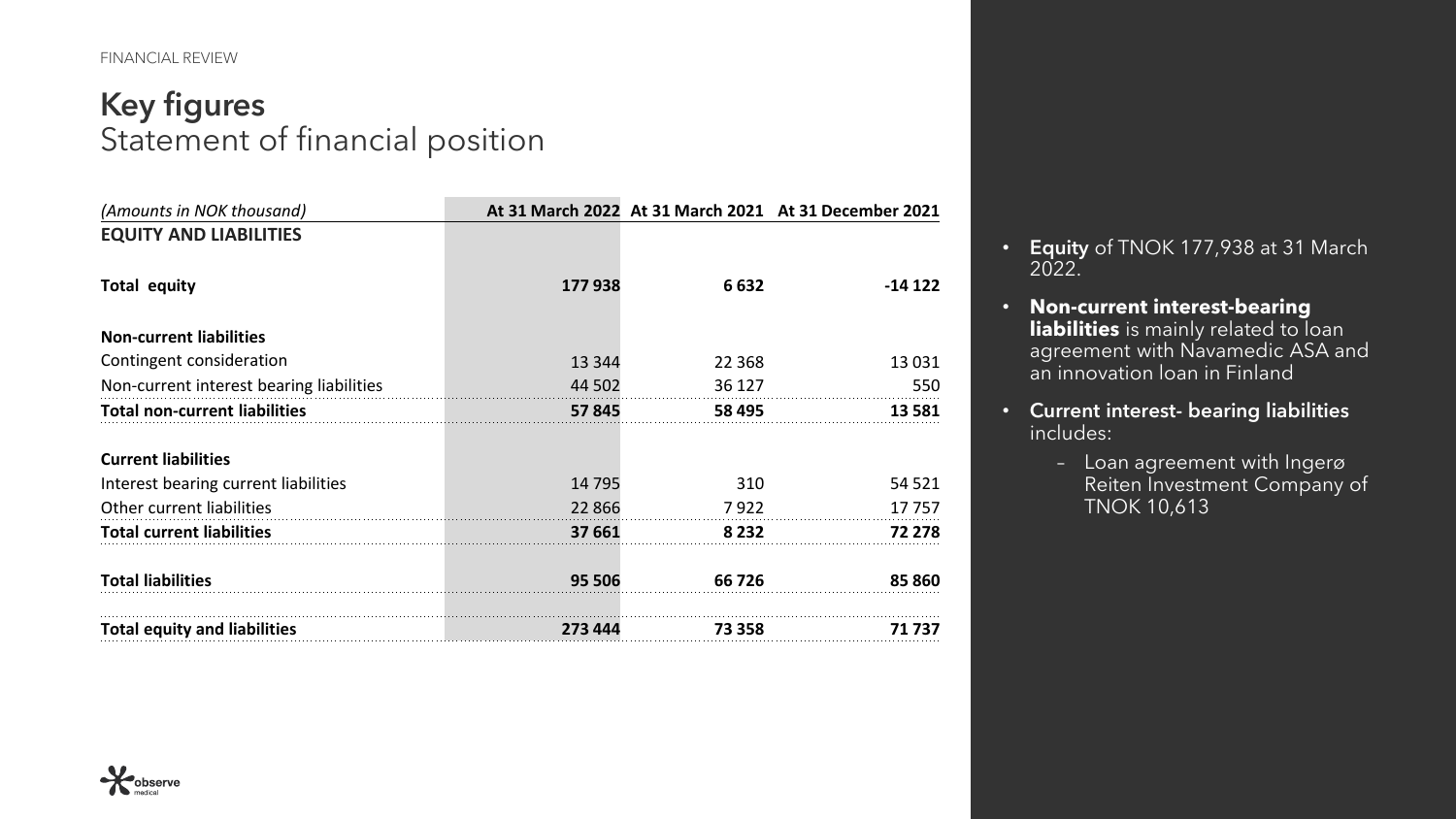FINANCIAL REVIEW

# Key figures
## Statement of financial position

| *(Amounts in NOK thousand)* | At 31 March 2022 | At 31 March 2021 | At 31 December 2021 |
|---|---|---|---|
| **EQUITY AND LIABILITIES** | | | |
| **Total equity** | **177 938** | **6 632** | **-14 122** |
| **Non-current liabilities** | | | |
| Contingent consideration | 13 344 | 22 368 | 13 031 |
| Non-current interest bearing liabilities | 44 502 | 36 127 | 550 |
| **Total non-current liabilities** | **57 845** | **58 495** | **13 581** |
| **Current liabilities** | | | |
| Interest bearing current liabilities | 14 795 | 310 | 54 521 |
| Other current liabilities | 22 866 | 7 922 | 17 757 |
| **Total current liabilities** | **37 661** | **8 232** | **72 278** |
| **Total liabilities** | **95 506** | **66 726** | **85 860** |
| **Total equity and liabilities** | **273 444** | **73 358** | **71 737** |

- **Equity** of TNOK 177,938 at 31 March 2022.
- **Non-current interest-bearing liabilities** is mainly related to loan agreement with Navamedic ASA and an innovation loan in Finland
- **Current interest- bearing liabilities** includes:
  - Loan agreement with Ingerø Reiten Investment Company of TNOK 10,613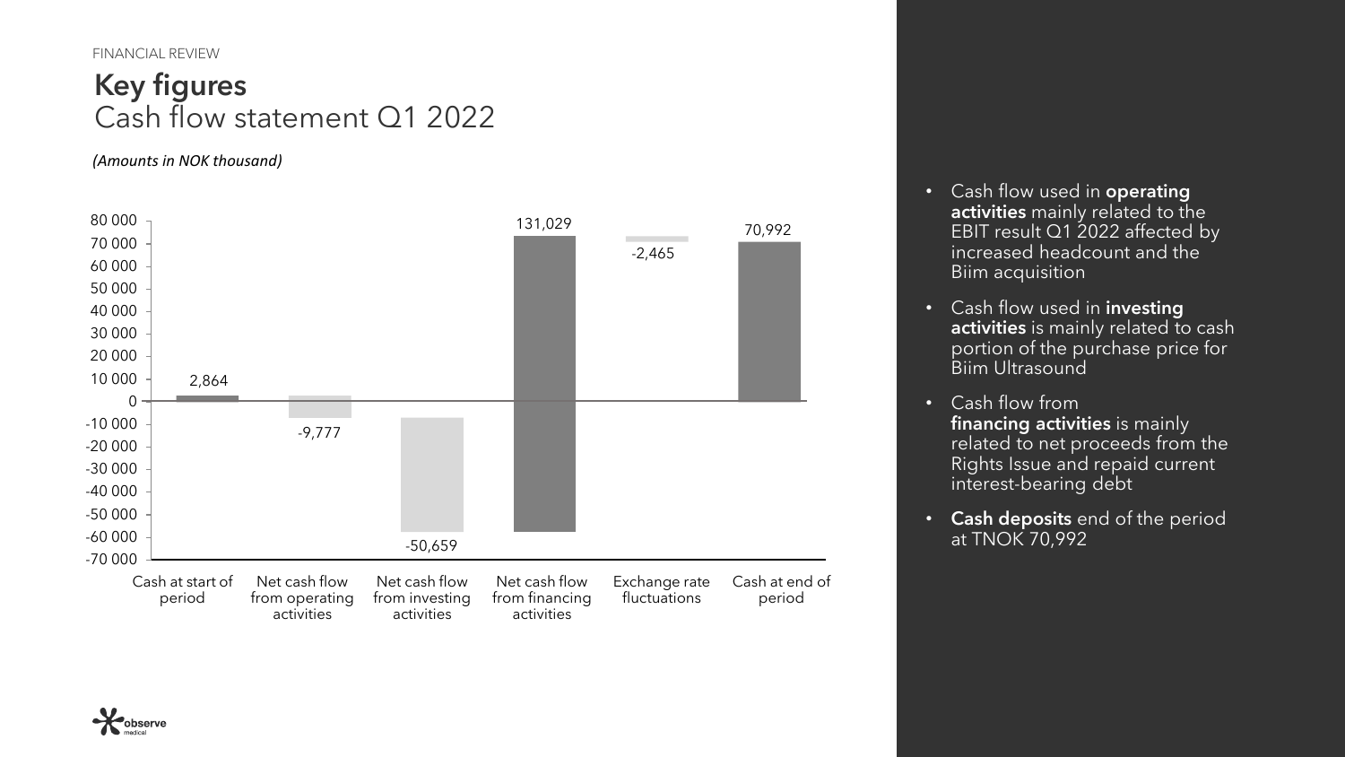FINANCIAL REVIEW

# Key figures
## Cash flow statement Q1 2022

*(Amounts in NOK thousand)*

| Item | Amount |
| --- | --- |
| Cash at start of period | 2,864 |
| Net cash flow from operating activities | -9,777 |
| Net cash flow from investing activities | -50,659 |
| Net cash flow from financing activities | 131,029 |
| Exchange rate fluctuations | -2,465 |
| Cash at end of period | 70,992 |

- Cash flow used in **operating activities** mainly related to the EBIT result Q1 2022 affected by increased headcount and the Biim acquisition
- Cash flow used in **investing activities** is mainly related to cash portion of the purchase price for Biim Ultrasound
- Cash flow from **financing activities** is mainly related to net proceeds from the Rights Issue and repaid current interest-bearing debt
- **Cash deposits** end of the period at TNOK 70,992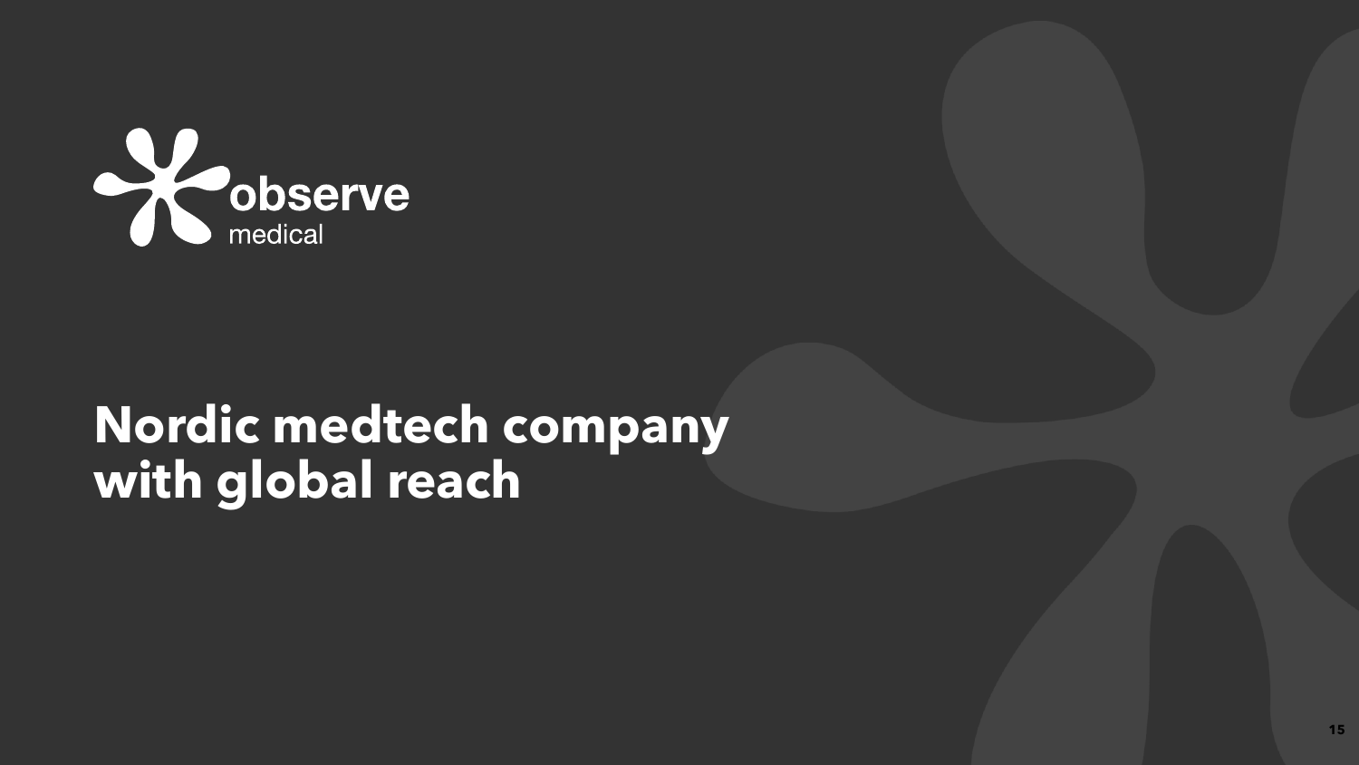# Nordic medtech company with global reach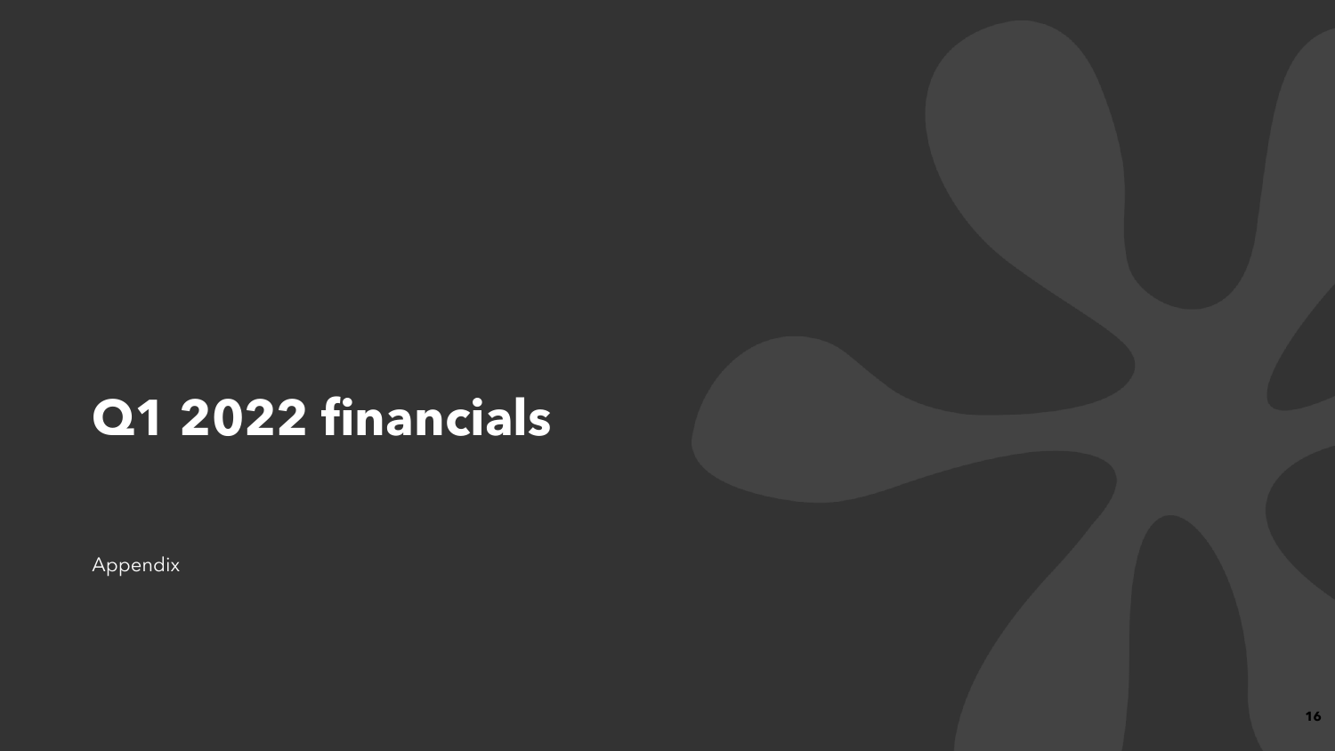# Q1 2022 financials

Appendix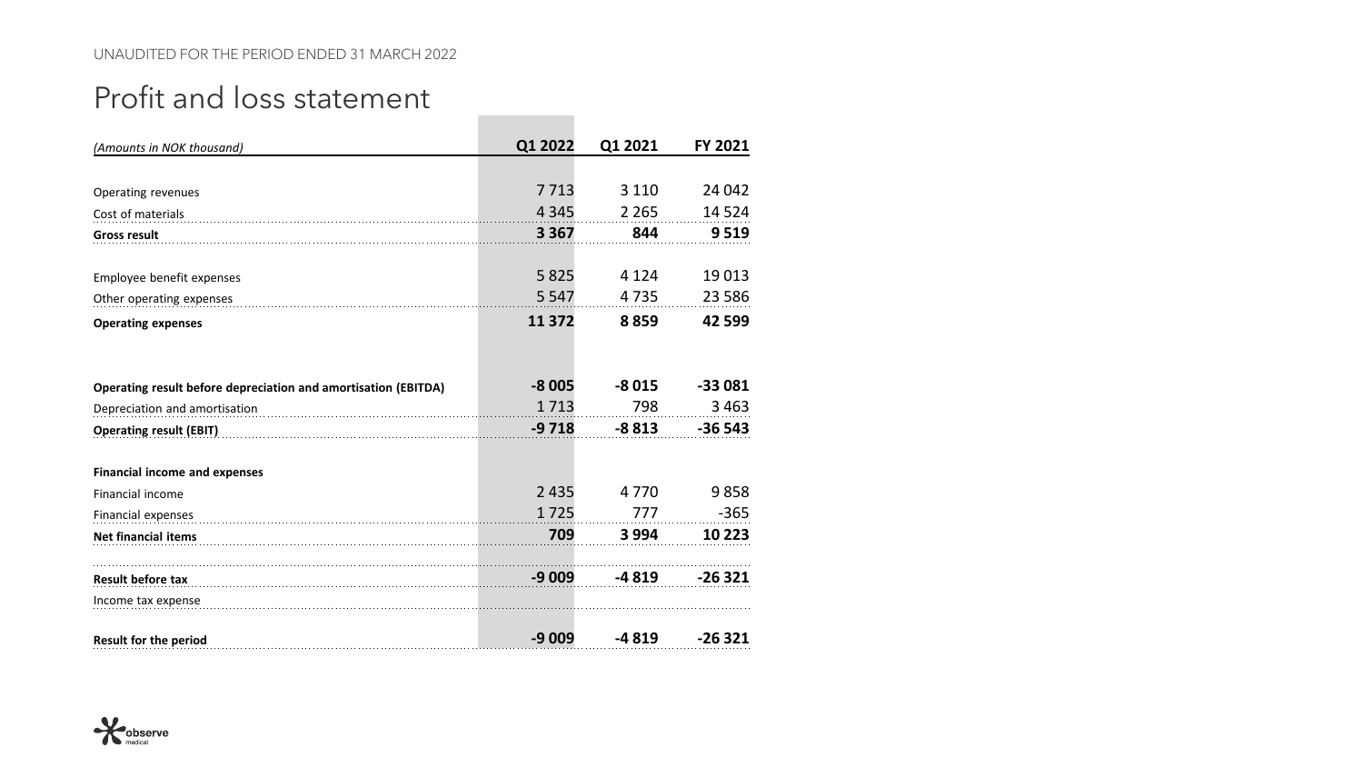UNAUDITED FOR THE PERIOD ENDED 31 MARCH 2022

# Profit and loss statement

| *(Amounts in NOK thousand)* | Q1 2022 | Q1 2021 | FY 2021 |
|---|---|---|---|
| Operating revenues | 7 713 | 3 110 | 24 042 |
| Cost of materials | 4 345 | 2 265 | 14 524 |
| **Gross result** | **3 367** | **844** | **9 519** |
| Employee benefit expenses | 5 825 | 4 124 | 19 013 |
| Other operating expenses | 5 547 | 4 735 | 23 586 |
| **Operating expenses** | **11 372** | **8 859** | **42 599** |
| **Operating result before depreciation and amortisation (EBITDA)** | **-8 005** | **-8 015** | **-33 081** |
| Depreciation and amortisation | 1 713 | 798 | 3 463 |
| **Operating result (EBIT)** | **-9 718** | **-8 813** | **-36 543** |
| **Financial income and expenses** | | | |
| Financial income | 2 435 | 4 770 | 9 858 |
| Financial expenses | 1 725 | 777 | -365 |
| **Net financial items** | **709** | **3 994** | **10 223** |
| **Result before tax** | **-9 009** | **-4 819** | **-26 321** |
| Income tax expense | | | |
| **Result for the period** | **-9 009** | **-4 819** | **-26 321** |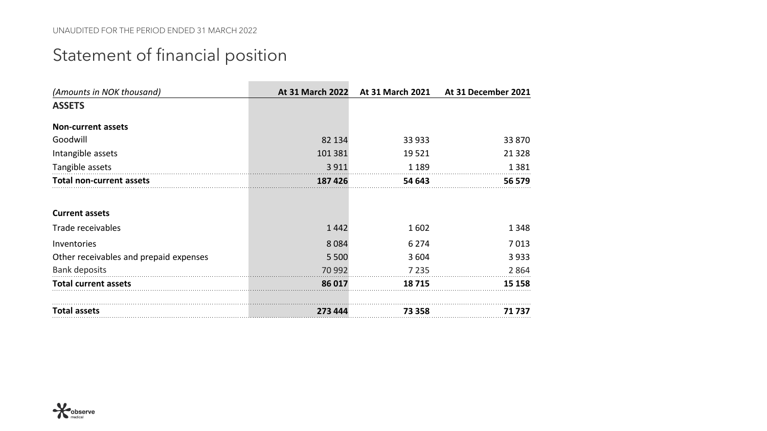UNAUDITED FOR THE PERIOD ENDED 31 MARCH 2022

# Statement of financial position

| *(Amounts in NOK thousand)* | **At 31 March 2022** | **At 31 March 2021** | **At 31 December 2021** |
|---|---|---|---|
| **ASSETS** | | | |
| **Non-current assets** | | | |
| Goodwill | 82 134 | 33 933 | 33 870 |
| Intangible assets | 101 381 | 19 521 | 21 328 |
| Tangible assets | 3 911 | 1 189 | 1 381 |
| **Total non-current assets** | **187 426** | **54 643** | **56 579** |
| **Current assets** | | | |
| Trade receivables | 1 442 | 1 602 | 1 348 |
| Inventories | 8 084 | 6 274 | 7 013 |
| Other receivables and prepaid expenses | 5 500 | 3 604 | 3 933 |
| Bank deposits | 70 992 | 7 235 | 2 864 |
| **Total current assets** | **86 017** | **18 715** | **15 158** |
| **Total assets** | **273 444** | **73 358** | **71 737** |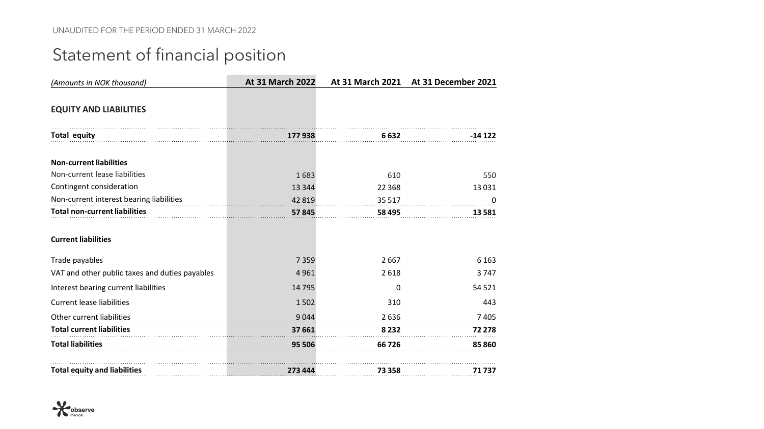UNAUDITED FOR THE PERIOD ENDED 31 MARCH 2022

# Statement of financial position

| *(Amounts in NOK thousand)* | At 31 March 2022 | At 31 March 2021 | At 31 December 2021 |
|---|---|---|---|
| **EQUITY AND LIABILITIES** | | | |
| **Total equity** | **177 938** | **6 632** | **-14 122** |
| **Non-current liabilities** | | | |
| Non-current lease liabilities | 1 683 | 610 | 550 |
| Contingent consideration | 13 344 | 22 368 | 13 031 |
| Non-current interest bearing liabilities | 42 819 | 35 517 | 0 |
| **Total non-current liabilities** | **57 845** | **58 495** | **13 581** |
| **Current liabilities** | | | |
| Trade payables | 7 359 | 2 667 | 6 163 |
| VAT and other public taxes and duties payables | 4 961 | 2 618 | 3 747 |
| Interest bearing current liabilities | 14 795 | 0 | 54 521 |
| Current lease liabilities | 1 502 | 310 | 443 |
| Other current liabilities | 9 044 | 2 636 | 7 405 |
| **Total current liabilities** | **37 661** | **8 232** | **72 278** |
| **Total liabilities** | **95 506** | **66 726** | **85 860** |
| **Total equity and liabilities** | **273 444** | **73 358** | **71 737** |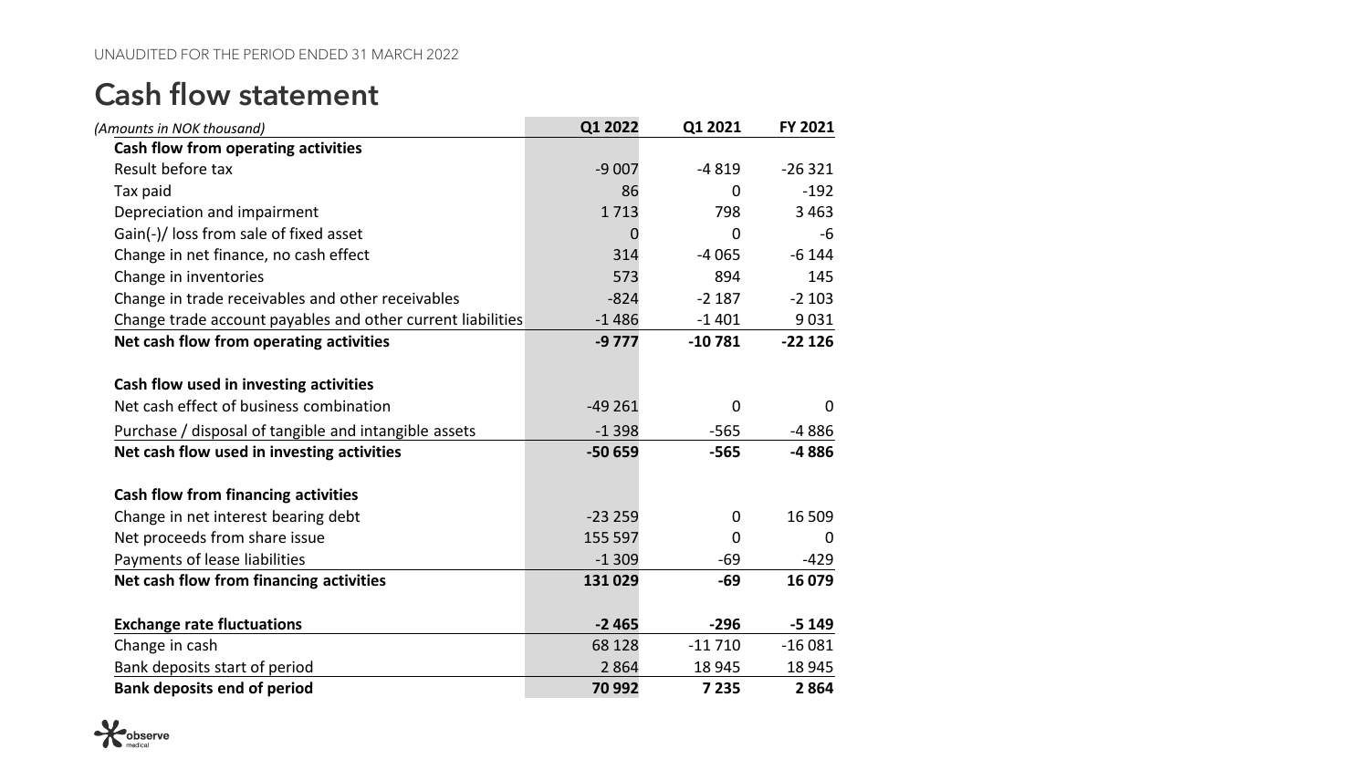UNAUDITED FOR THE PERIOD ENDED 31 MARCH 2022

# Cash flow statement

| *(Amounts in NOK thousand)* | Q1 2022 | Q1 2021 | FY 2021 |
|---|---|---|---|
| **Cash flow from operating activities** | | | |
| Result before tax | -9 007 | -4 819 | -26 321 |
| Tax paid | 86 | 0 | -192 |
| Depreciation and impairment | 1 713 | 798 | 3 463 |
| Gain(-)/ loss from sale of fixed asset | 0 | 0 | -6 |
| Change in net finance, no cash effect | 314 | -4 065 | -6 144 |
| Change in inventories | 573 | 894 | 145 |
| Change in trade receivables and other receivables | -824 | -2 187 | -2 103 |
| Change trade account payables and other current liabilities | -1 486 | -1 401 | 9 031 |
| **Net cash flow from operating activities** | **-9 777** | **-10 781** | **-22 126** |
| | | | |
| **Cash flow used in investing activities** | | | |
| Net cash effect of business combination | -49 261 | 0 | 0 |
| Purchase / disposal of tangible and intangible assets | -1 398 | -565 | -4 886 |
| **Net cash flow used in investing activities** | **-50 659** | **-565** | **-4 886** |
| | | | |
| **Cash flow from financing activities** | | | |
| Change in net interest bearing debt | -23 259 | 0 | 16 509 |
| Net proceeds from share issue | 155 597 | 0 | 0 |
| Payments of lease liabilities | -1 309 | -69 | -429 |
| **Net cash flow from financing activities** | **131 029** | **-69** | **16 079** |
| | | | |
| **Exchange rate fluctuations** | **-2 465** | **-296** | **-5 149** |
| Change in cash | 68 128 | -11 710 | -16 081 |
| Bank deposits start of period | 2 864 | 18 945 | 18 945 |
| **Bank deposits end of period** | **70 992** | **7 235** | **2 864** |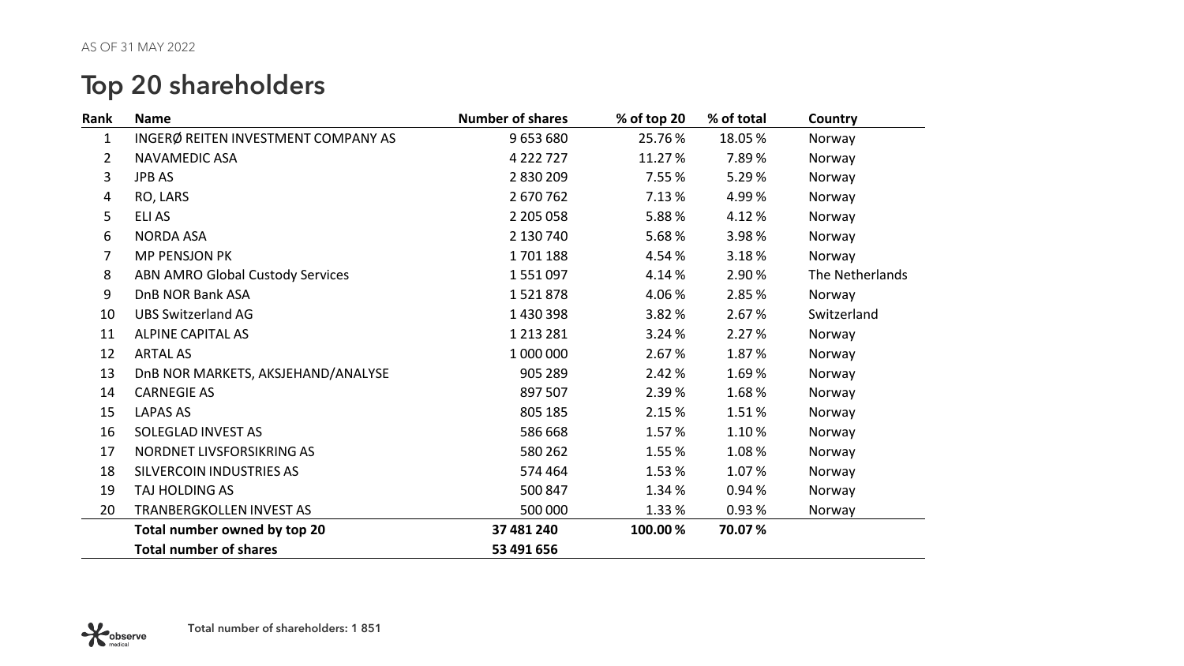AS OF 31 MAY 2022

# Top 20 shareholders

| Rank | Name | Number of shares | % of top 20 | % of total | Country |
|---|---|---|---|---|---|
| 1 | INGERØ REITEN INVESTMENT COMPANY AS | 9 653 680 | 25.76 % | 18.05 % | Norway |
| 2 | NAVAMEDIC ASA | 4 222 727 | 11.27 % | 7.89 % | Norway |
| 3 | JPB AS | 2 830 209 | 7.55 % | 5.29 % | Norway |
| 4 | RO, LARS | 2 670 762 | 7.13 % | 4.99 % | Norway |
| 5 | ELI AS | 2 205 058 | 5.88 % | 4.12 % | Norway |
| 6 | NORDA ASA | 2 130 740 | 5.68 % | 3.98 % | Norway |
| 7 | MP PENSJON PK | 1 701 188 | 4.54 % | 3.18 % | Norway |
| 8 | ABN AMRO Global Custody Services | 1 551 097 | 4.14 % | 2.90 % | The Netherlands |
| 9 | DnB NOR Bank ASA | 1 521 878 | 4.06 % | 2.85 % | Norway |
| 10 | UBS Switzerland AG | 1 430 398 | 3.82 % | 2.67 % | Switzerland |
| 11 | ALPINE CAPITAL AS | 1 213 281 | 3.24 % | 2.27 % | Norway |
| 12 | ARTAL AS | 1 000 000 | 2.67 % | 1.87 % | Norway |
| 13 | DnB NOR MARKETS, AKSJEHAND/ANALYSE | 905 289 | 2.42 % | 1.69 % | Norway |
| 14 | CARNEGIE AS | 897 507 | 2.39 % | 1.68 % | Norway |
| 15 | LAPAS AS | 805 185 | 2.15 % | 1.51 % | Norway |
| 16 | SOLEGLAD INVEST AS | 586 668 | 1.57 % | 1.10 % | Norway |
| 17 | NORDNET LIVSFORSIKRING AS | 580 262 | 1.55 % | 1.08 % | Norway |
| 18 | SILVERCOIN INDUSTRIES AS | 574 464 | 1.53 % | 1.07 % | Norway |
| 19 | TAJ HOLDING AS | 500 847 | 1.34 % | 0.94 % | Norway |
| 20 | TRANBERGKOLLEN INVEST AS | 500 000 | 1.33 % | 0.93 % | Norway |
| | **Total number owned by top 20** | **37 481 240** | **100.00 %** | **70.07 %** | |
| | **Total number of shares** | **53 491 656** | | | |

Total number of shareholders: 1 851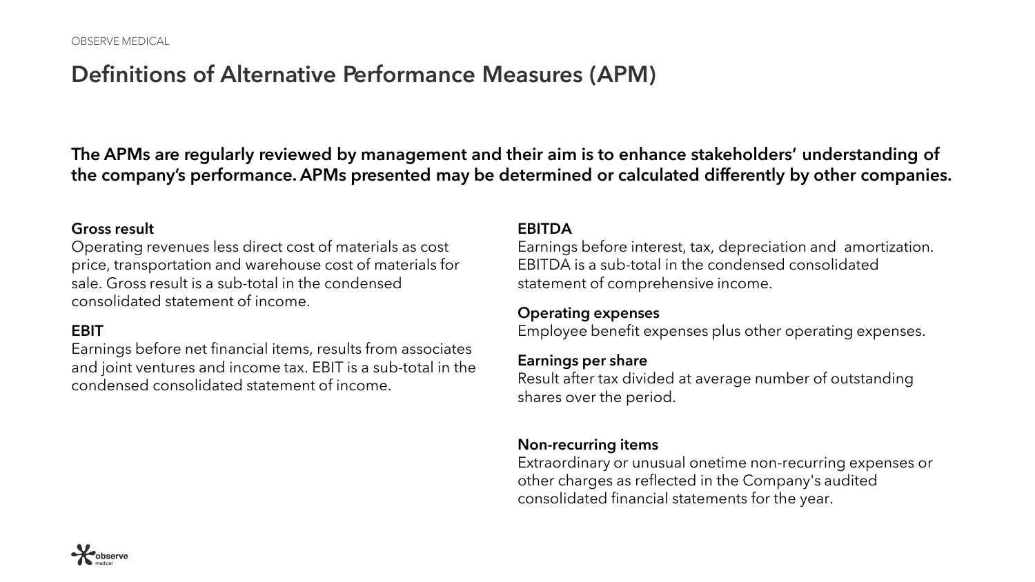# Definitions of Alternative Performance Measures (APM)

**The APMs are regularly reviewed by management and their aim is to enhance stakeholders' understanding of the company's performance. APMs presented may be determined or calculated differently by other companies.**

**Gross result**
Operating revenues less direct cost of materials as cost price, transportation and warehouse cost of materials for sale. Gross result is a sub-total in the condensed consolidated statement of income.

**EBIT**
Earnings before net financial items, results from associates and joint ventures and income tax. EBIT is a sub-total in the condensed consolidated statement of income.

**EBITDA**
Earnings before interest, tax, depreciation and amortization. EBITDA is a sub-total in the condensed consolidated statement of comprehensive income.

**Operating expenses**
Employee benefit expenses plus other operating expenses.

**Earnings per share**
Result after tax divided at average number of outstanding shares over the period.

**Non-recurring items**
Extraordinary or unusual onetime non-recurring expenses or other charges as reflected in the Company's audited consolidated financial statements for the year.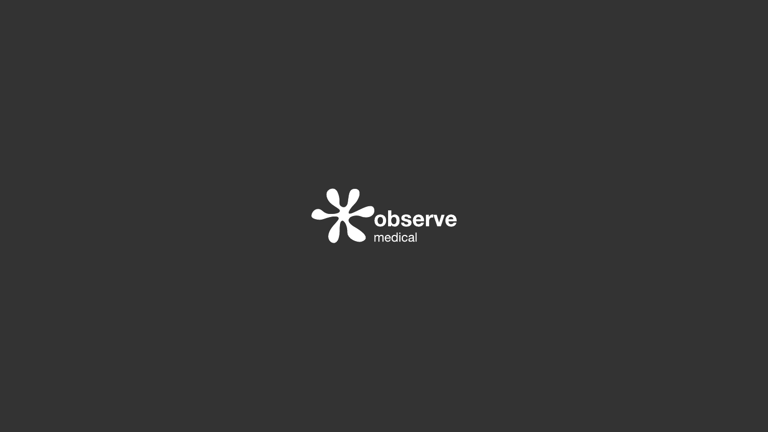observe
medical